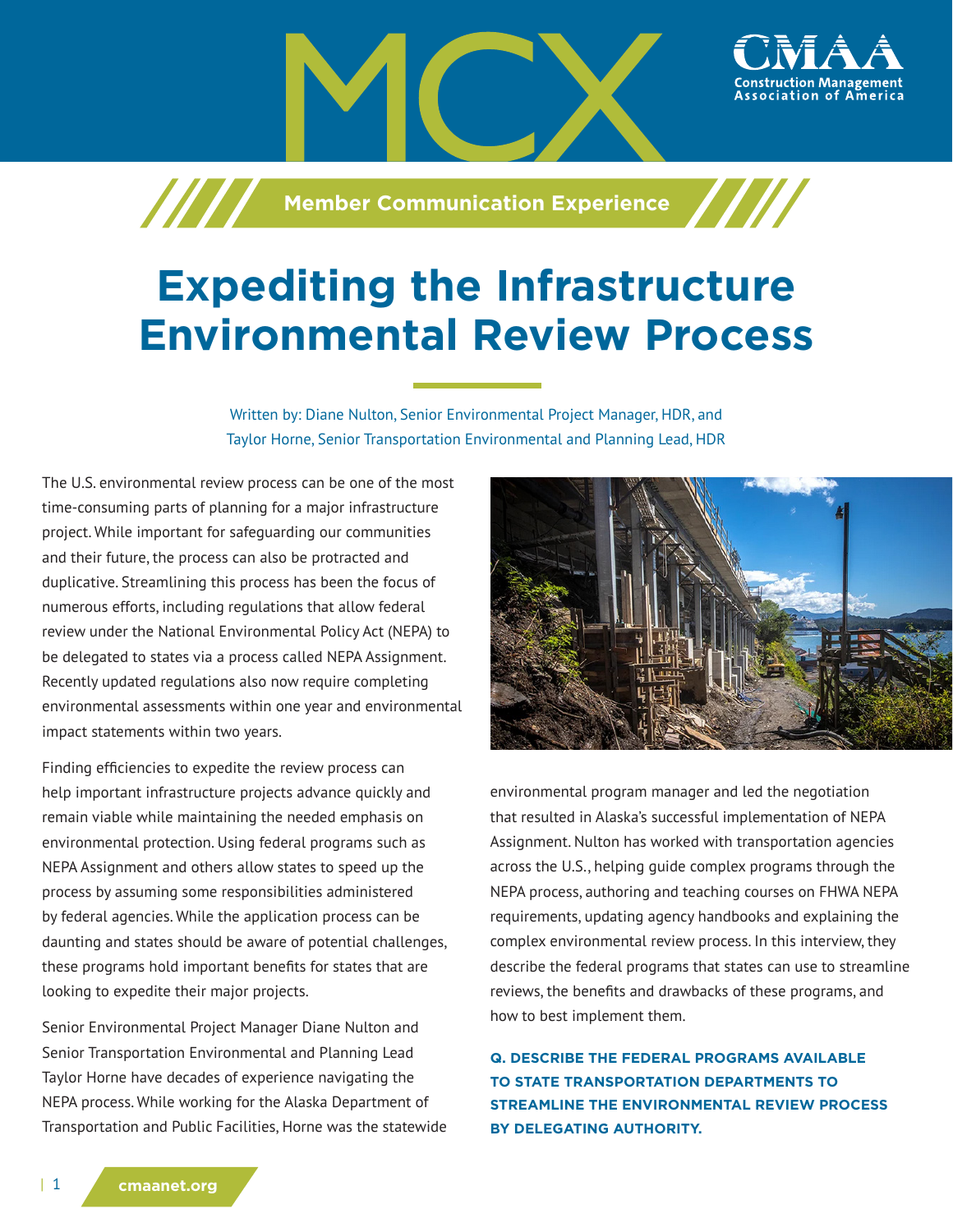MCX

CMAA
Construction Management Association of America

Member Communication Experience

# Expediting the Infrastructure Environmental Review Process

Written by: Diane Nulton, Senior Environmental Project Manager, HDR, and Taylor Horne, Senior Transportation Environmental and Planning Lead, HDR

The U.S. environmental review process can be one of the most time-consuming parts of planning for a major infrastructure project. While important for safeguarding our communities and their future, the process can also be protracted and duplicative. Streamlining this process has been the focus of numerous efforts, including regulations that allow federal review under the National Environmental Policy Act (NEPA) to be delegated to states via a process called NEPA Assignment. Recently updated regulations also now require completing environmental assessments within one year and environmental impact statements within two years.

Finding efficiencies to expedite the review process can help important infrastructure projects advance quickly and remain viable while maintaining the needed emphasis on environmental protection. Using federal programs such as NEPA Assignment and others allow states to speed up the process by assuming some responsibilities administered by federal agencies. While the application process can be daunting and states should be aware of potential challenges, these programs hold important benefits for states that are looking to expedite their major projects.

Senior Environmental Project Manager Diane Nulton and Senior Transportation Environmental and Planning Lead Taylor Horne have decades of experience navigating the NEPA process. While working for the Alaska Department of Transportation and Public Facilities, Horne was the statewide environmental program manager and led the negotiation that resulted in Alaska's successful implementation of NEPA Assignment. Nulton has worked with transportation agencies across the U.S., helping guide complex programs through the NEPA process, authoring and teaching courses on FHWA NEPA requirements, updating agency handbooks and explaining the complex environmental review process. In this interview, they describe the federal programs that states can use to streamline reviews, the benefits and drawbacks of these programs, and how to best implement them.

**Q. DESCRIBE THE FEDERAL PROGRAMS AVAILABLE TO STATE TRANSPORTATION DEPARTMENTS TO STREAMLINE THE ENVIRONMENTAL REVIEW PROCESS BY DELEGATING AUTHORITY.**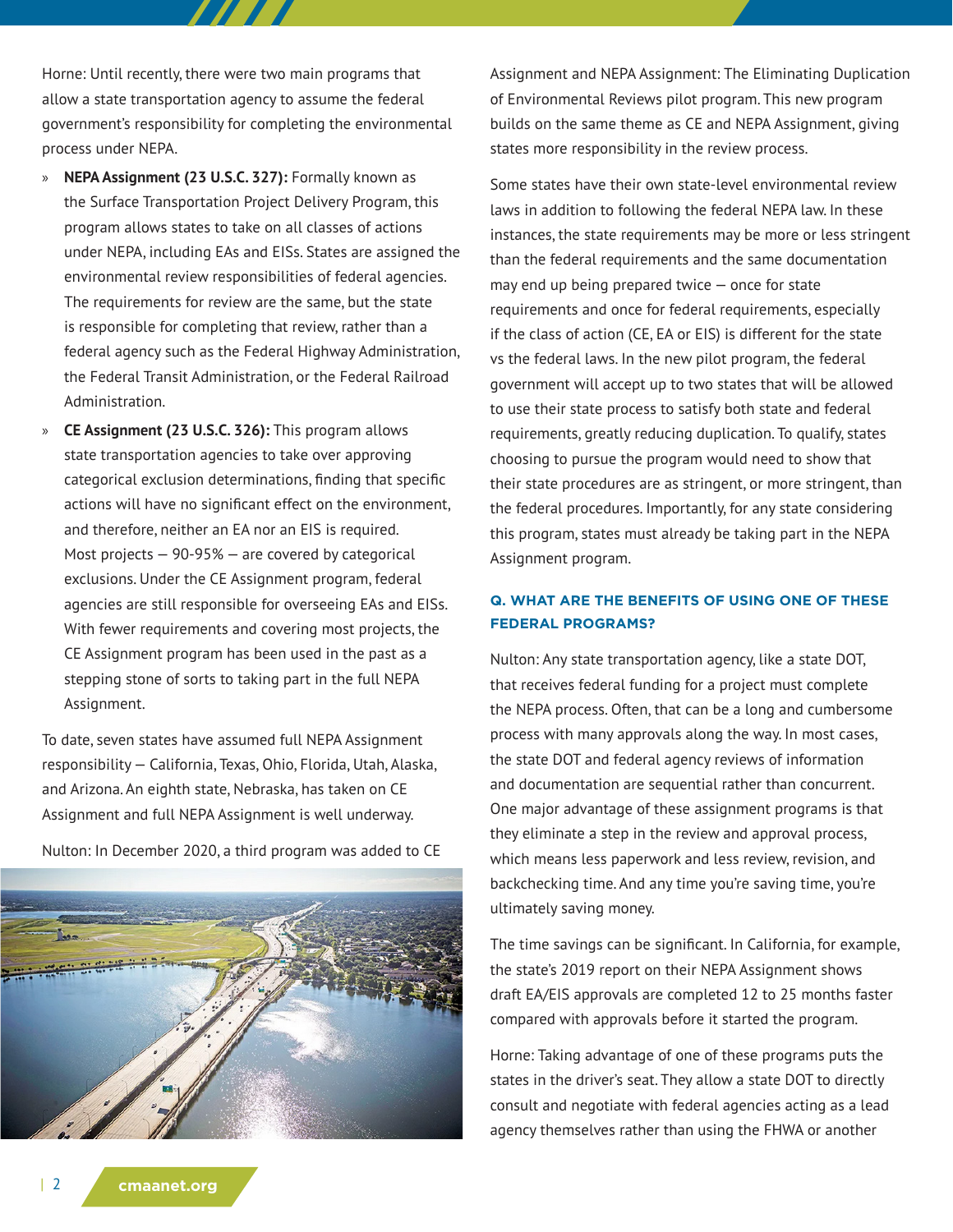Horne: Until recently, there were two main programs that allow a state transportation agency to assume the federal government's responsibility for completing the environmental process under NEPA.

- **NEPA Assignment (23 U.S.C. 327):** Formally known as the Surface Transportation Project Delivery Program, this program allows states to take on all classes of actions under NEPA, including EAs and EISs. States are assigned the environmental review responsibilities of federal agencies. The requirements for review are the same, but the state is responsible for completing that review, rather than a federal agency such as the Federal Highway Administration, the Federal Transit Administration, or the Federal Railroad Administration.
- **CE Assignment (23 U.S.C. 326):** This program allows state transportation agencies to take over approving categorical exclusion determinations, finding that specific actions will have no significant effect on the environment, and therefore, neither an EA nor an EIS is required. Most projects – 90-95% – are covered by categorical exclusions. Under the CE Assignment program, federal agencies are still responsible for overseeing EAs and EISs. With fewer requirements and covering most projects, the CE Assignment program has been used in the past as a stepping stone of sorts to taking part in the full NEPA Assignment.

To date, seven states have assumed full NEPA Assignment responsibility – California, Texas, Ohio, Florida, Utah, Alaska, and Arizona. An eighth state, Nebraska, has taken on CE Assignment and full NEPA Assignment is well underway.

Nulton: In December 2020, a third program was added to CE Assignment and NEPA Assignment: The Eliminating Duplication of Environmental Reviews pilot program. This new program builds on the same theme as CE and NEPA Assignment, giving states more responsibility in the review process.

Some states have their own state-level environmental review laws in addition to following the federal NEPA law. In these instances, the state requirements may be more or less stringent than the federal requirements and the same documentation may end up being prepared twice – once for state requirements and once for federal requirements, especially if the class of action (CE, EA or EIS) is different for the state vs the federal laws. In the new pilot program, the federal government will accept up to two states that will be allowed to use their state process to satisfy both state and federal requirements, greatly reducing duplication. To qualify, states choosing to pursue the program would need to show that their state procedures are as stringent, or more stringent, than the federal procedures. Importantly, for any state considering this program, states must already be taking part in the NEPA Assignment program.

### Q. WHAT ARE THE BENEFITS OF USING ONE OF THESE FEDERAL PROGRAMS?

Nulton: Any state transportation agency, like a state DOT, that receives federal funding for a project must complete the NEPA process. Often, that can be a long and cumbersome process with many approvals along the way. In most cases, the state DOT and federal agency reviews of information and documentation are sequential rather than concurrent. One major advantage of these assignment programs is that they eliminate a step in the review and approval process, which means less paperwork and less review, revision, and backchecking time. And any time you're saving time, you're ultimately saving money.

The time savings can be significant. In California, for example, the state's 2019 report on their NEPA Assignment shows draft EA/EIS approvals are completed 12 to 25 months faster compared with approvals before it started the program.

Horne: Taking advantage of one of these programs puts the states in the driver's seat. They allow a state DOT to directly consult and negotiate with federal agencies acting as a lead agency themselves rather than using the FHWA or another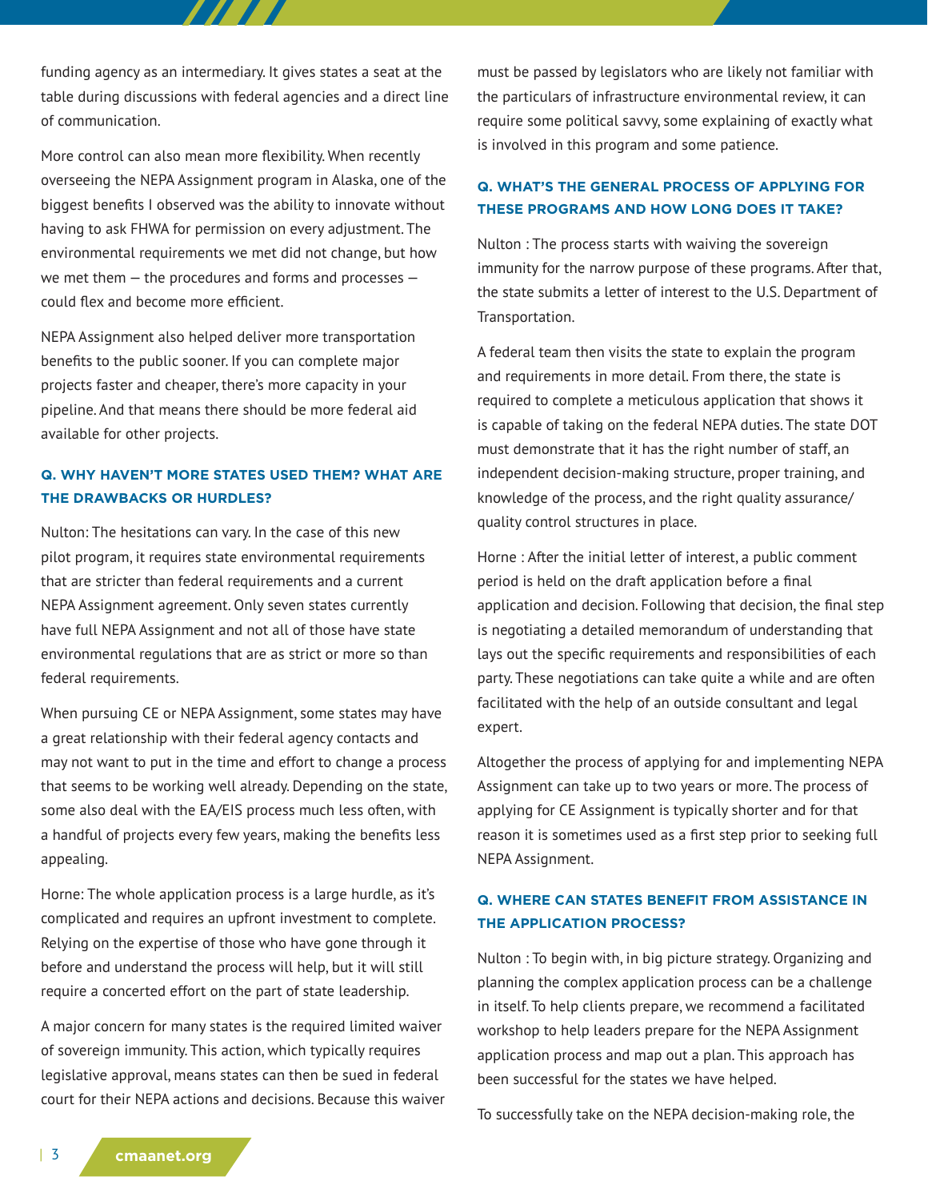funding agency as an intermediary. It gives states a seat at the table during discussions with federal agencies and a direct line of communication.

More control can also mean more flexibility. When recently overseeing the NEPA Assignment program in Alaska, one of the biggest benefits I observed was the ability to innovate without having to ask FHWA for permission on every adjustment. The environmental requirements we met did not change, but how we met them — the procedures and forms and processes — could flex and become more efficient.

NEPA Assignment also helped deliver more transportation benefits to the public sooner. If you can complete major projects faster and cheaper, there's more capacity in your pipeline. And that means there should be more federal aid available for other projects.

### Q. WHY HAVEN'T MORE STATES USED THEM? WHAT ARE THE DRAWBACKS OR HURDLES?

Nulton: The hesitations can vary. In the case of this new pilot program, it requires state environmental requirements that are stricter than federal requirements and a current NEPA Assignment agreement. Only seven states currently have full NEPA Assignment and not all of those have state environmental regulations that are as strict or more so than federal requirements.

When pursuing CE or NEPA Assignment, some states may have a great relationship with their federal agency contacts and may not want to put in the time and effort to change a process that seems to be working well already. Depending on the state, some also deal with the EA/EIS process much less often, with a handful of projects every few years, making the benefits less appealing.

Horne: The whole application process is a large hurdle, as it's complicated and requires an upfront investment to complete. Relying on the expertise of those who have gone through it before and understand the process will help, but it will still require a concerted effort on the part of state leadership.

A major concern for many states is the required limited waiver of sovereign immunity. This action, which typically requires legislative approval, means states can then be sued in federal court for their NEPA actions and decisions. Because this waiver must be passed by legislators who are likely not familiar with the particulars of infrastructure environmental review, it can require some political savvy, some explaining of exactly what is involved in this program and some patience.

### Q. WHAT'S THE GENERAL PROCESS OF APPLYING FOR THESE PROGRAMS AND HOW LONG DOES IT TAKE?

Nulton : The process starts with waiving the sovereign immunity for the narrow purpose of these programs. After that, the state submits a letter of interest to the U.S. Department of Transportation.

A federal team then visits the state to explain the program and requirements in more detail. From there, the state is required to complete a meticulous application that shows it is capable of taking on the federal NEPA duties. The state DOT must demonstrate that it has the right number of staff, an independent decision-making structure, proper training, and knowledge of the process, and the right quality assurance/quality control structures in place.

Horne : After the initial letter of interest, a public comment period is held on the draft application before a final application and decision. Following that decision, the final step is negotiating a detailed memorandum of understanding that lays out the specific requirements and responsibilities of each party. These negotiations can take quite a while and are often facilitated with the help of an outside consultant and legal expert.

Altogether the process of applying for and implementing NEPA Assignment can take up to two years or more. The process of applying for CE Assignment is typically shorter and for that reason it is sometimes used as a first step prior to seeking full NEPA Assignment.

### Q. WHERE CAN STATES BENEFIT FROM ASSISTANCE IN THE APPLICATION PROCESS?

Nulton : To begin with, in big picture strategy. Organizing and planning the complex application process can be a challenge in itself. To help clients prepare, we recommend a facilitated workshop to help leaders prepare for the NEPA Assignment application process and map out a plan. This approach has been successful for the states we have helped.

To successfully take on the NEPA decision-making role, the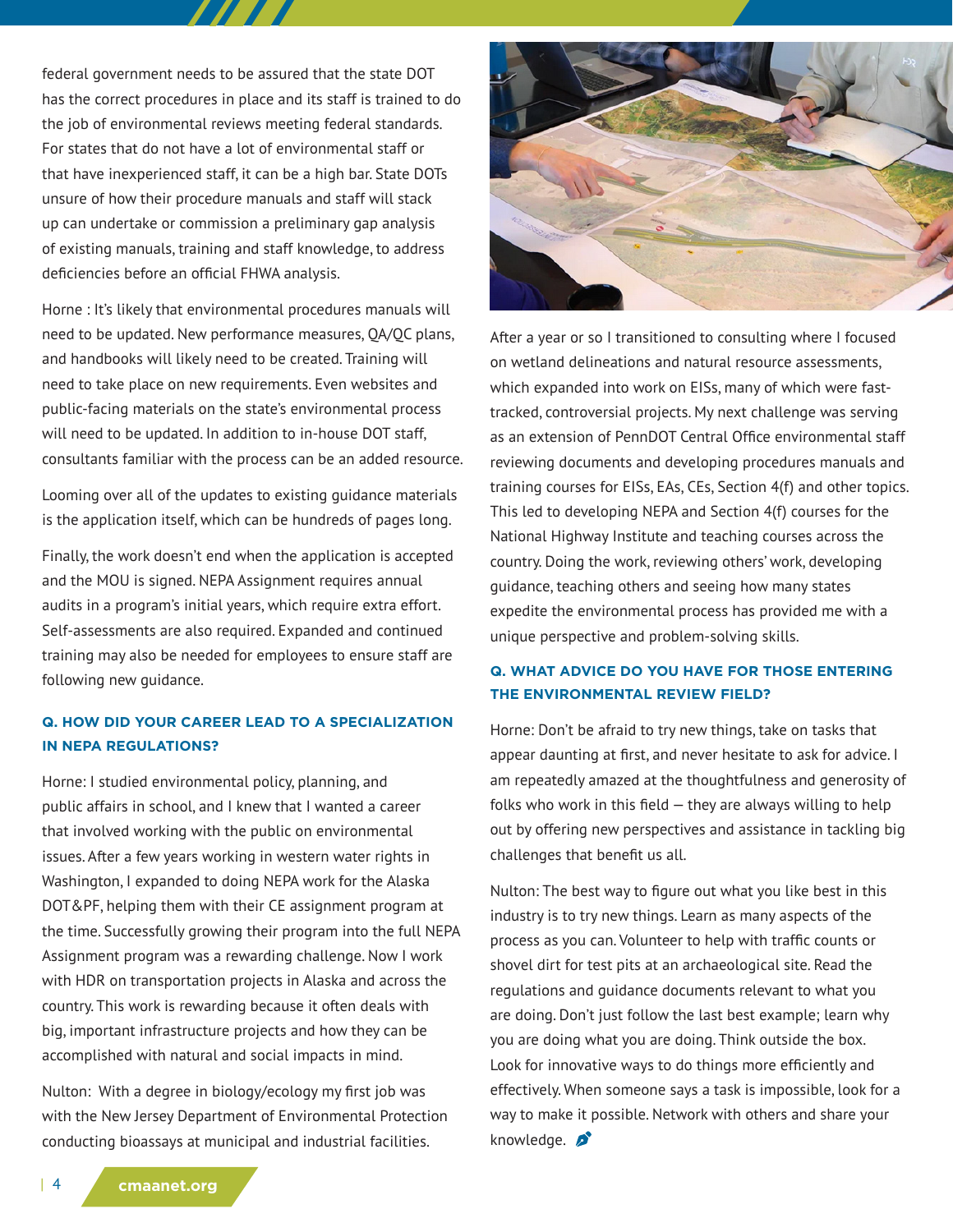federal government needs to be assured that the state DOT has the correct procedures in place and its staff is trained to do the job of environmental reviews meeting federal standards. For states that do not have a lot of environmental staff or that have inexperienced staff, it can be a high bar. State DOTs unsure of how their procedure manuals and staff will stack up can undertake or commission a preliminary gap analysis of existing manuals, training and staff knowledge, to address deficiencies before an official FHWA analysis.

Horne : It's likely that environmental procedures manuals will need to be updated. New performance measures, QA/QC plans, and handbooks will likely need to be created. Training will need to take place on new requirements. Even websites and public-facing materials on the state's environmental process will need to be updated. In addition to in-house DOT staff, consultants familiar with the process can be an added resource.

Looming over all of the updates to existing guidance materials is the application itself, which can be hundreds of pages long.

Finally, the work doesn't end when the application is accepted and the MOU is signed. NEPA Assignment requires annual audits in a program's initial years, which require extra effort. Self-assessments are also required. Expanded and continued training may also be needed for employees to ensure staff are following new guidance.

### Q. HOW DID YOUR CAREER LEAD TO A SPECIALIZATION IN NEPA REGULATIONS?

Horne: I studied environmental policy, planning, and public affairs in school, and I knew that I wanted a career that involved working with the public on environmental issues. After a few years working in western water rights in Washington, I expanded to doing NEPA work for the Alaska DOT&PF, helping them with their CE assignment program at the time. Successfully growing their program into the full NEPA Assignment program was a rewarding challenge. Now I work with HDR on transportation projects in Alaska and across the country. This work is rewarding because it often deals with big, important infrastructure projects and how they can be accomplished with natural and social impacts in mind.

Nulton: With a degree in biology/ecology my first job was with the New Jersey Department of Environmental Protection conducting bioassays at municipal and industrial facilities. After a year or so I transitioned to consulting where I focused on wetland delineations and natural resource assessments, which expanded into work on EISs, many of which were fast-tracked, controversial projects. My next challenge was serving as an extension of PennDOT Central Office environmental staff reviewing documents and developing procedures manuals and training courses for EISs, EAs, CEs, Section 4(f) and other topics. This led to developing NEPA and Section 4(f) courses for the National Highway Institute and teaching courses across the country. Doing the work, reviewing others' work, developing guidance, teaching others and seeing how many states expedite the environmental process has provided me with a unique perspective and problem-solving skills.

### Q. WHAT ADVICE DO YOU HAVE FOR THOSE ENTERING THE ENVIRONMENTAL REVIEW FIELD?

Horne: Don't be afraid to try new things, take on tasks that appear daunting at first, and never hesitate to ask for advice. I am repeatedly amazed at the thoughtfulness and generosity of folks who work in this field — they are always willing to help out by offering new perspectives and assistance in tackling big challenges that benefit us all.

Nulton: The best way to figure out what you like best in this industry is to try new things. Learn as many aspects of the process as you can. Volunteer to help with traffic counts or shovel dirt for test pits at an archaeological site. Read the regulations and guidance documents relevant to what you are doing. Don't just follow the last best example; learn why you are doing what you are doing. Think outside the box. Look for innovative ways to do things more efficiently and effectively. When someone says a task is impossible, look for a way to make it possible. Network with others and share your knowledge.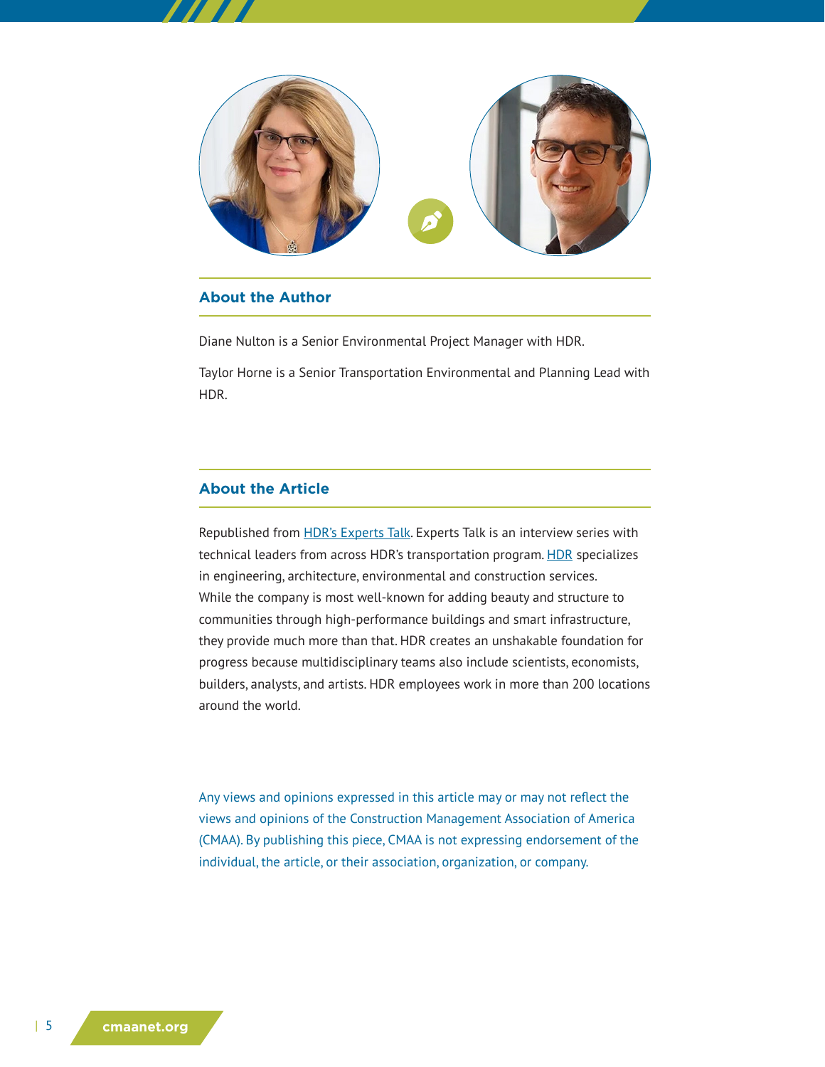## About the Author

Diane Nulton is a Senior Environmental Project Manager with HDR.

Taylor Horne is a Senior Transportation Environmental and Planning Lead with HDR.

## About the Article

Republished from HDR's Experts Talk. Experts Talk is an interview series with technical leaders from across HDR's transportation program. HDR specializes in engineering, architecture, environmental and construction services. While the company is most well-known for adding beauty and structure to communities through high-performance buildings and smart infrastructure, they provide much more than that. HDR creates an unshakable foundation for progress because multidisciplinary teams also include scientists, economists, builders, analysts, and artists. HDR employees work in more than 200 locations around the world.

Any views and opinions expressed in this article may or may not reflect the views and opinions of the Construction Management Association of America (CMAA). By publishing this piece, CMAA is not expressing endorsement of the individual, the article, or their association, organization, or company.